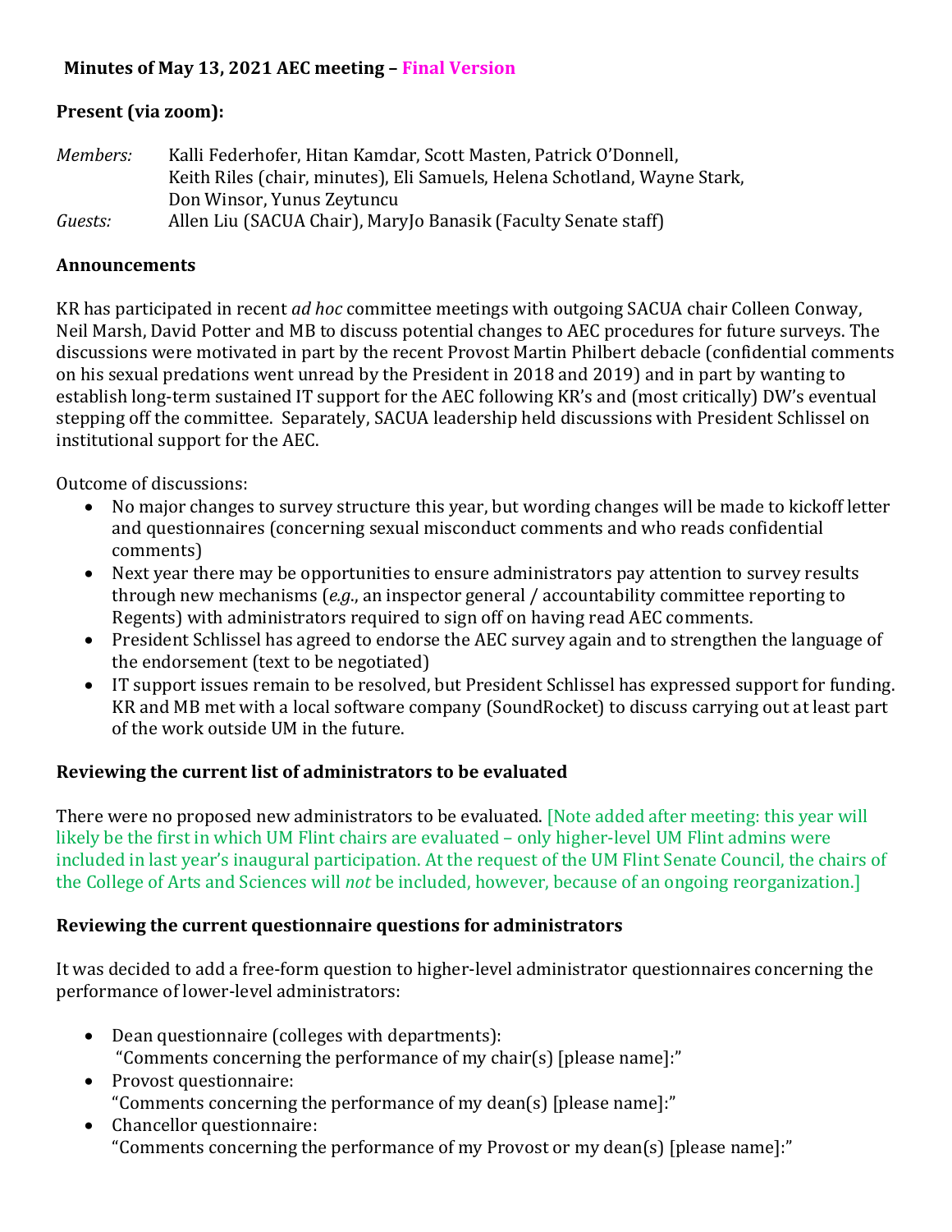**Minutes of May 13, 2021 AEC meeting – Final Version**

**Present (via zoom):**

*Members:* Kalli Federhofer, Hitan Kamdar, Scott Masten, Patrick O'Donnell, Keith Riles (chair, minutes), Eli Samuels, Helena Schotland, Wayne Stark, Don Winsor, Yunus Zeytuncu

*Guests:* Allen Liu (SACUA Chair), MaryJo Banasik (Faculty Senate staff)

## Announcements

KR has participated in recent *ad hoc* committee meetings with outgoing SACUA chair Colleen Conway, Neil Marsh, David Potter and MB to discuss potential changes to AEC procedures for future surveys. The discussions were motivated in part by the recent Provost Martin Philbert debacle (confidential comments on his sexual predations went unread by the President in 2018 and 2019) and in part by wanting to establish long-term sustained IT support for the AEC following KR's and (most critically) DW's eventual stepping off the committee. Separately, SACUA leadership held discussions with President Schlissel on institutional support for the AEC.

Outcome of discussions:

- No major changes to survey structure this year, but wording changes will be made to kickoff letter and questionnaires (concerning sexual misconduct comments and who reads confidential comments)
- Next year there may be opportunities to ensure administrators pay attention to survey results through new mechanisms (*e.g.*, an inspector general / accountability committee reporting to Regents) with administrators required to sign off on having read AEC comments.
- President Schlissel has agreed to endorse the AEC survey again and to strengthen the language of the endorsement (text to be negotiated)
- IT support issues remain to be resolved, but President Schlissel has expressed support for funding. KR and MB met with a local software company (SoundRocket) to discuss carrying out at least part of the work outside UM in the future.

## Reviewing the current list of administrators to be evaluated

There were no proposed new administrators to be evaluated. [Note added after meeting: this year will likely be the first in which UM Flint chairs are evaluated – only higher-level UM Flint admins were included in last year's inaugural participation. At the request of the UM Flint Senate Council, the chairs of the College of Arts and Sciences will *not* be included, however, because of an ongoing reorganization.]

## Reviewing the current questionnaire questions for administrators

It was decided to add a free-form question to higher-level administrator questionnaires concerning the performance of lower-level administrators:

- Dean questionnaire (colleges with departments):
  "Comments concerning the performance of my chair(s) [please name]:"
- Provost questionnaire:
  "Comments concerning the performance of my dean(s) [please name]:"
- Chancellor questionnaire:
  "Comments concerning the performance of my Provost or my dean(s) [please name]:"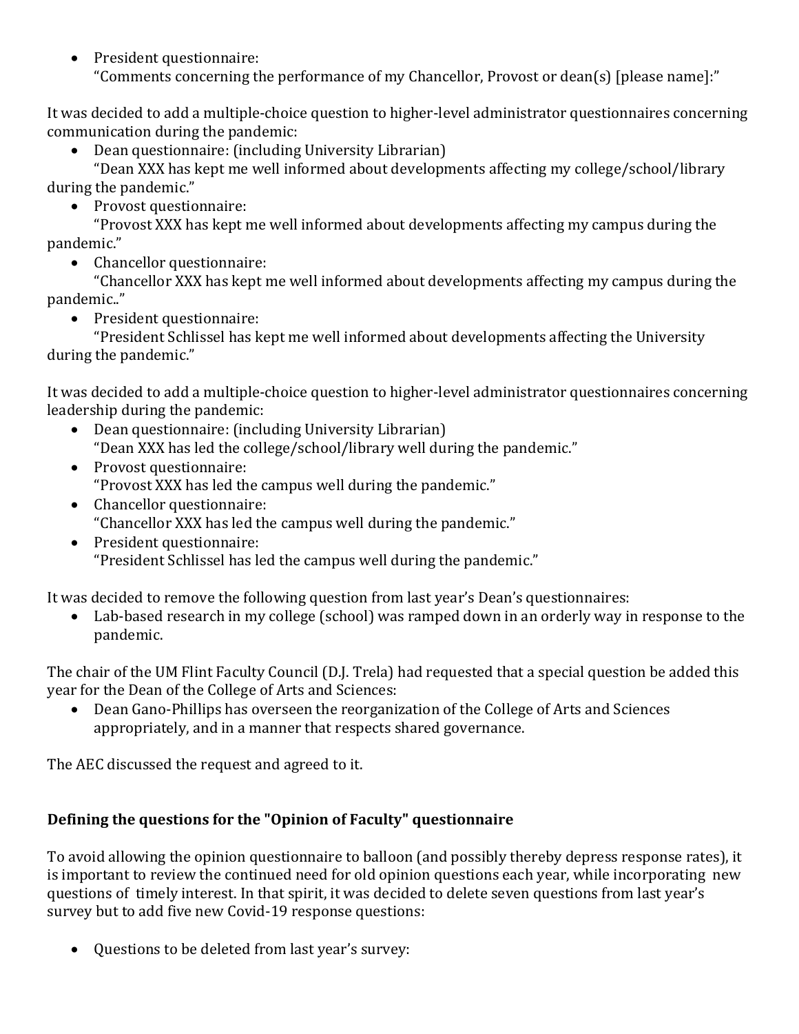- President questionnaire:
  "Comments concerning the performance of my Chancellor, Provost or dean(s) [please name]:"

It was decided to add a multiple-choice question to higher-level administrator questionnaires concerning communication during the pandemic:

- Dean questionnaire: (including University Librarian)
  "Dean XXX has kept me well informed about developments affecting my college/school/library during the pandemic."
- Provost questionnaire:
  "Provost XXX has kept me well informed about developments affecting my campus during the pandemic."
- Chancellor questionnaire:
  "Chancellor XXX has kept me well informed about developments affecting my campus during the pandemic.."
- President questionnaire:
  "President Schlissel has kept me well informed about developments affecting the University during the pandemic."

It was decided to add a multiple-choice question to higher-level administrator questionnaires concerning leadership during the pandemic:

- Dean questionnaire: (including University Librarian)
  "Dean XXX has led the college/school/library well during the pandemic."
- Provost questionnaire:
  "Provost XXX has led the campus well during the pandemic."
- Chancellor questionnaire:
  "Chancellor XXX has led the campus well during the pandemic."
- President questionnaire:
  "President Schlissel has led the campus well during the pandemic."

It was decided to remove the following question from last year's Dean's questionnaires:

- Lab-based research in my college (school) was ramped down in an orderly way in response to the pandemic.

The chair of the UM Flint Faculty Council (D.J. Trela) had requested that a special question be added this year for the Dean of the College of Arts and Sciences:

- Dean Gano-Phillips has overseen the reorganization of the College of Arts and Sciences appropriately, and in a manner that respects shared governance.

The AEC discussed the request and agreed to it.

**Defining the questions for the "Opinion of Faculty" questionnaire**

To avoid allowing the opinion questionnaire to balloon (and possibly thereby depress response rates), it is important to review the continued need for old opinion questions each year, while incorporating new questions of timely interest. In that spirit, it was decided to delete seven questions from last year's survey but to add five new Covid-19 response questions:

- Questions to be deleted from last year's survey: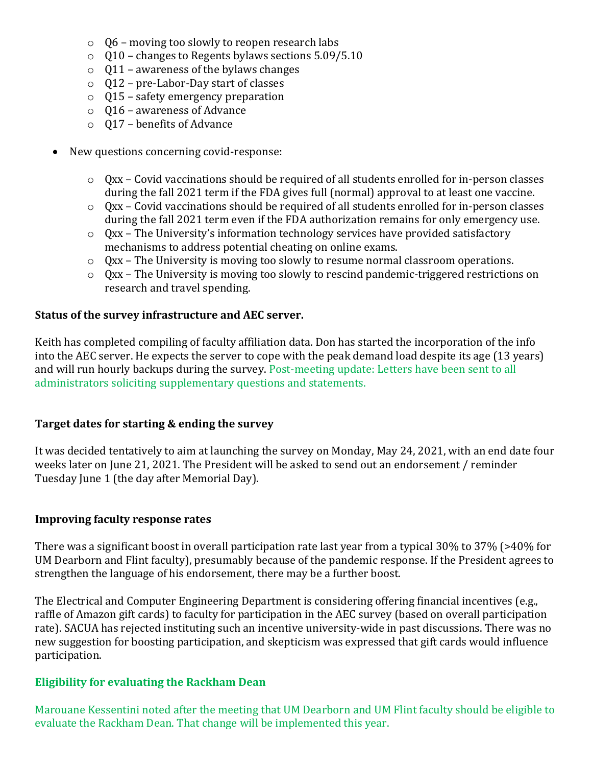- Q6 – moving too slowly to reopen research labs
  - Q10 – changes to Regents bylaws sections 5.09/5.10
  - Q11 – awareness of the bylaws changes
  - Q12 – pre-Labor-Day start of classes
  - Q15 – safety emergency preparation
  - Q16 – awareness of Advance
  - Q17 – benefits of Advance

- New questions concerning covid-response:

  - Qxx – Covid vaccinations should be required of all students enrolled for in-person classes during the fall 2021 term if the FDA gives full (normal) approval to at least one vaccine.
  - Qxx – Covid vaccinations should be required of all students enrolled for in-person classes during the fall 2021 term even if the FDA authorization remains for only emergency use.
  - Qxx – The University's information technology services have provided satisfactory mechanisms to address potential cheating on online exams.
  - Qxx – The University is moving too slowly to resume normal classroom operations.
  - Qxx – The University is moving too slowly to rescind pandemic-triggered restrictions on research and travel spending.

**Status of the survey infrastructure and AEC server.**

Keith has completed compiling of faculty affiliation data. Don has started the incorporation of the info into the AEC server. He expects the server to cope with the peak demand load despite its age (13 years) and will run hourly backups during the survey. Post-meeting update: Letters have been sent to all administrators soliciting supplementary questions and statements.

**Target dates for starting & ending the survey**

It was decided tentatively to aim at launching the survey on Monday, May 24, 2021, with an end date four weeks later on June 21, 2021. The President will be asked to send out an endorsement / reminder Tuesday June 1 (the day after Memorial Day).

**Improving faculty response rates**

There was a significant boost in overall participation rate last year from a typical 30% to 37% (>40% for UM Dearborn and Flint faculty), presumably because of the pandemic response. If the President agrees to strengthen the language of his endorsement, there may be a further boost.

The Electrical and Computer Engineering Department is considering offering financial incentives (e.g., raffle of Amazon gift cards) to faculty for participation in the AEC survey (based on overall participation rate). SACUA has rejected instituting such an incentive university-wide in past discussions. There was no new suggestion for boosting participation, and skepticism was expressed that gift cards would influence participation.

**Eligibility for evaluating the Rackham Dean**

Marouane Kessentini noted after the meeting that UM Dearborn and UM Flint faculty should be eligible to evaluate the Rackham Dean. That change will be implemented this year.